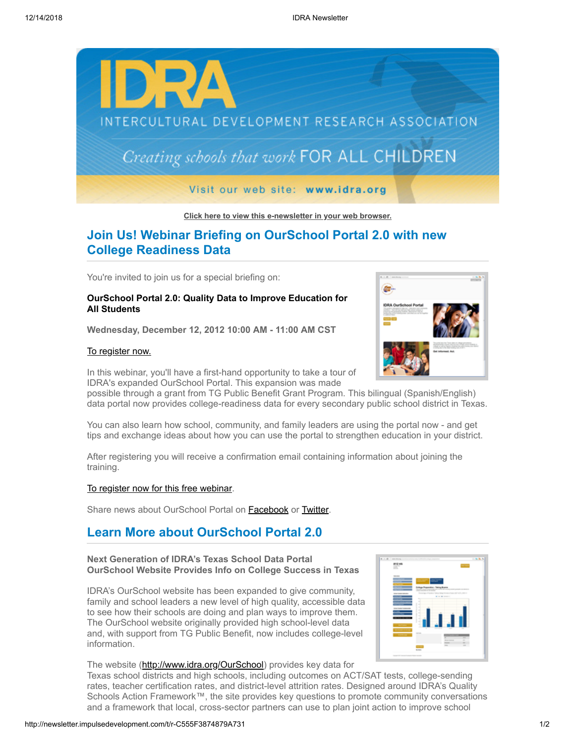# IDRA

INTERCULTURAL DEVELOPMENT RESEARCH ASSOCIATION

*Creating schools that work* FOR ALL CHILDREN

Visit our web site: **www.idra.org**

Click here to view this e-newsletter in your web browser.

## Join Us! Webinar Briefing on OurSchool Portal 2.0 with new College Readiness Data

You're invited to join us for a special briefing on:

**OurSchool Portal 2.0: Quality Data to Improve Education for All Students**

**Wednesday, December 12, 2012 10:00 AM - 11:00 AM CST**

To register now.

In this webinar, you'll have a first-hand opportunity to take a tour of IDRA's expanded OurSchool Portal. This expansion was made possible through a grant from TG Public Benefit Grant Program. This bilingual (Spanish/English) data portal now provides college-readiness data for every secondary public school district in Texas.

You can also learn how school, community, and family leaders are using the portal now - and get tips and exchange ideas about how you can use the portal to strengthen education in your district.

After registering you will receive a confirmation email containing information about joining the training.

To register now for this free webinar.

Share news about OurSchool Portal on Facebook or Twitter.

## Learn More about OurSchool Portal 2.0

**Next Generation of IDRA's Texas School Data Portal**
**OurSchool Website Provides Info on College Success in Texas**

IDRA's OurSchool website has been expanded to give community, family and school leaders a new level of high quality, accessible data to see how their schools are doing and plan ways to improve them. The OurSchool website originally provided high school-level data and, with support from TG Public Benefit, now includes college-level information.

The website (http://www.idra.org/OurSchool) provides key data for Texas school districts and high schools, including outcomes on ACT/SAT tests, college-sending rates, teacher certification rates, and district-level attrition rates. Designed around IDRA's Quality Schools Action Framework™, the site provides key questions to promote community conversations and a framework that local, cross-sector partners can use to plan joint action to improve school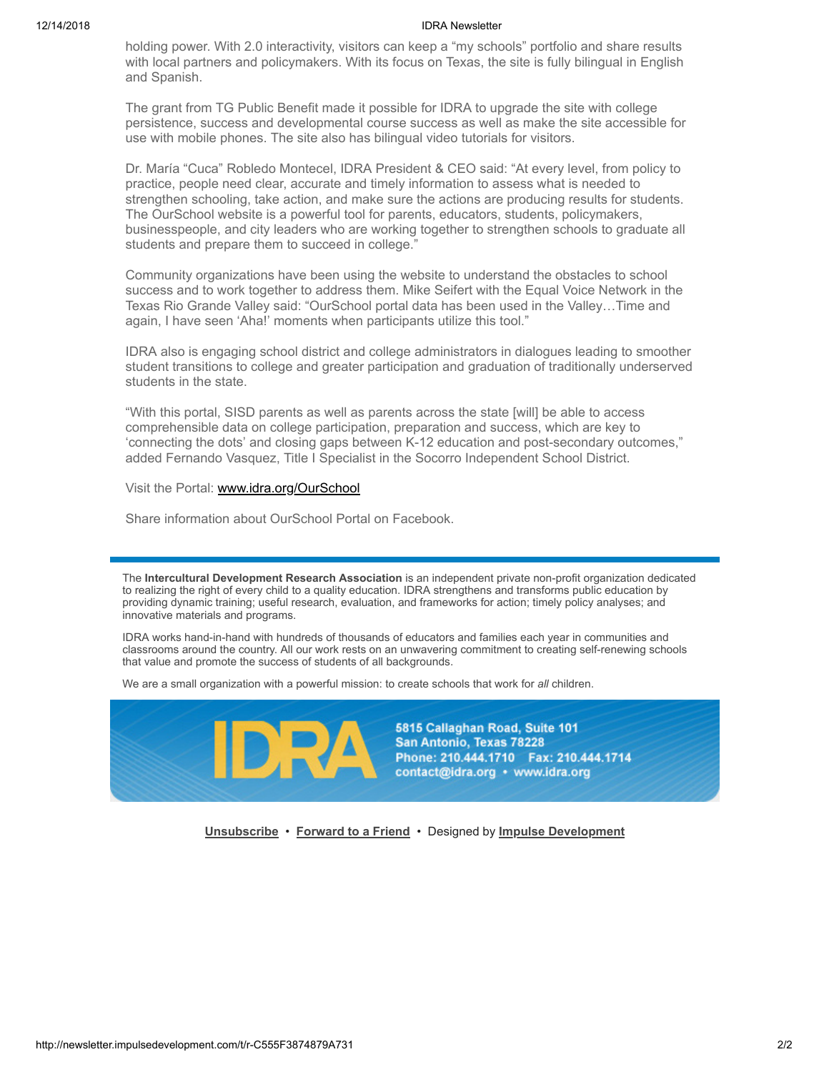holding power. With 2.0 interactivity, visitors can keep a "my schools" portfolio and share results with local partners and policymakers. With its focus on Texas, the site is fully bilingual in English and Spanish.

The grant from TG Public Benefit made it possible for IDRA to upgrade the site with college persistence, success and developmental course success as well as make the site accessible for use with mobile phones. The site also has bilingual video tutorials for visitors.

Dr. María "Cuca" Robledo Montecel, IDRA President & CEO said: "At every level, from policy to practice, people need clear, accurate and timely information to assess what is needed to strengthen schooling, take action, and make sure the actions are producing results for students. The OurSchool website is a powerful tool for parents, educators, students, policymakers, businesspeople, and city leaders who are working together to strengthen schools to graduate all students and prepare them to succeed in college."

Community organizations have been using the website to understand the obstacles to school success and to work together to address them. Mike Seifert with the Equal Voice Network in the Texas Rio Grande Valley said: "OurSchool portal data has been used in the Valley…Time and again, I have seen 'Aha!' moments when participants utilize this tool."

IDRA also is engaging school district and college administrators in dialogues leading to smoother student transitions to college and greater participation and graduation of traditionally underserved students in the state.

"With this portal, SISD parents as well as parents across the state [will] be able to access comprehensible data on college participation, preparation and success, which are key to 'connecting the dots' and closing gaps between K-12 education and post-secondary outcomes," added Fernando Vasquez, Title I Specialist in the Socorro Independent School District.

Visit the Portal: [www.idra.org/OurSchool](http://www.idra.org/OurSchool)

Share information about OurSchool Portal on Facebook.

---

The **Intercultural Development Research Association** is an independent private non-profit organization dedicated to realizing the right of every child to a quality education. IDRA strengthens and transforms public education by providing dynamic training; useful research, evaluation, and frameworks for action; timely policy analyses; and innovative materials and programs.

IDRA works hand-in-hand with hundreds of thousands of educators and families each year in communities and classrooms around the country. All our work rests on an unwavering commitment to creating self-renewing schools that value and promote the success of students of all backgrounds.

We are a small organization with a powerful mission: to create schools that work for *all* children.

IDRA

5815 Callaghan Road, Suite 101
San Antonio, Texas 78228
Phone: 210.444.1710 Fax: 210.444.1714
contact@idra.org • www.idra.org

Unsubscribe • Forward to a Friend • Designed by Impulse Development